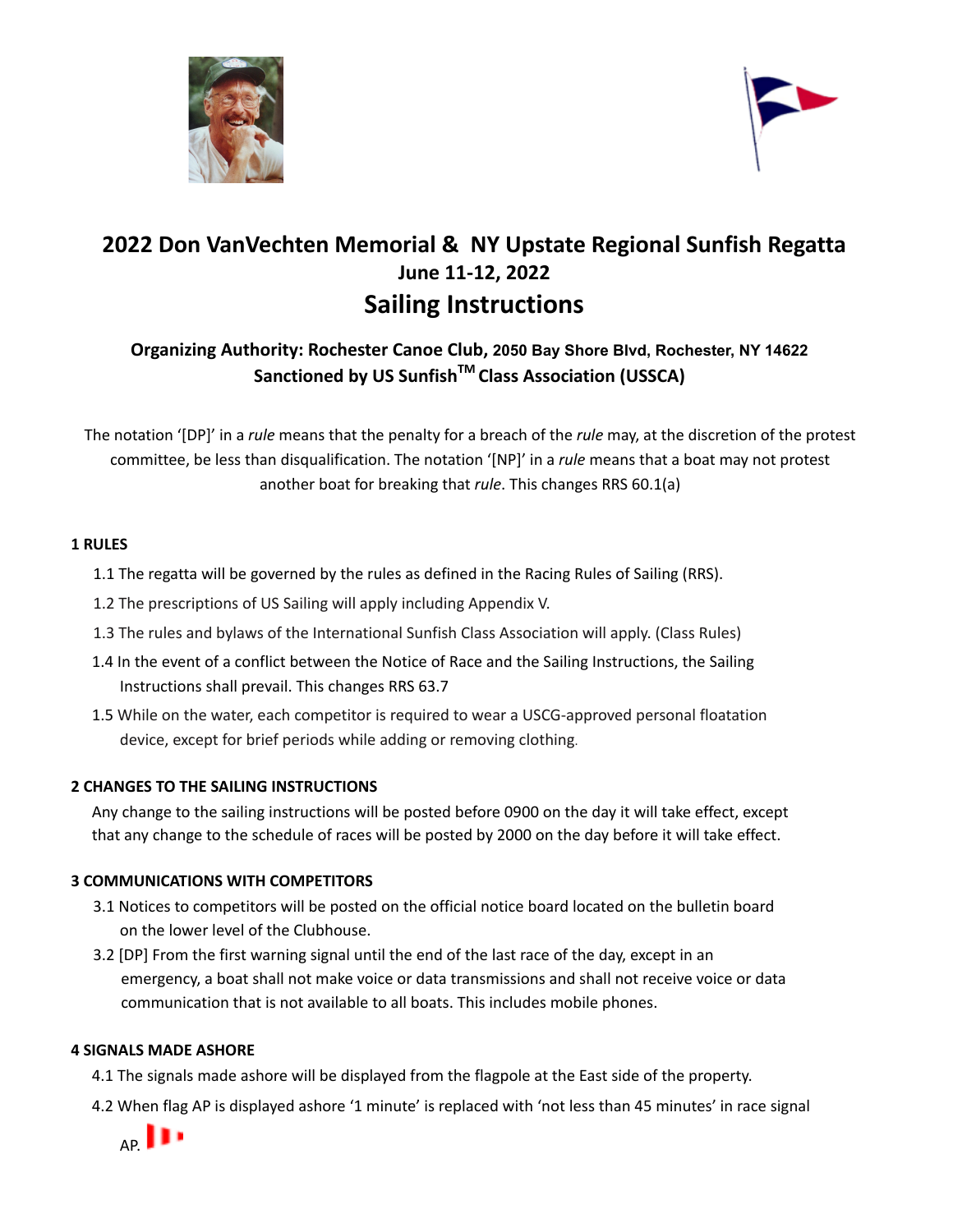# 2022 Don VanVechten Memorial & NY Upstate Regional Sunfish Regatta

## June 11-12, 2022

## Sailing Instructions

**Organizing Authority: Rochester Canoe Club, 2050 Bay Shore Blvd, Rochester, NY 14622**
**Sanctioned by US Sunfish™ Class Association (USSCA)**

The notation '[DP]' in a *rule* means that the penalty for a breach of the *rule* may, at the discretion of the protest committee, be less than disqualification. The notation '[NP]' in a *rule* means that a boat may not protest another boat for breaking that *rule*. This changes RRS 60.1(a)

### 1 RULES

1.1 The regatta will be governed by the rules as defined in the Racing Rules of Sailing (RRS).

1.2 The prescriptions of US Sailing will apply including Appendix V.

1.3 The rules and bylaws of the International Sunfish Class Association will apply. (Class Rules)

1.4 In the event of a conflict between the Notice of Race and the Sailing Instructions, the Sailing Instructions shall prevail. This changes RRS 63.7

1.5 While on the water, each competitor is required to wear a USCG-approved personal floatation device, except for brief periods while adding or removing clothing.

### 2 CHANGES TO THE SAILING INSTRUCTIONS

Any change to the sailing instructions will be posted before 0900 on the day it will take effect, except that any change to the schedule of races will be posted by 2000 on the day before it will take effect.

### 3 COMMUNICATIONS WITH COMPETITORS

3.1 Notices to competitors will be posted on the official notice board located on the bulletin board on the lower level of the Clubhouse.

3.2 [DP] From the first warning signal until the end of the last race of the day, except in an emergency, a boat shall not make voice or data transmissions and shall not receive voice or data communication that is not available to all boats. This includes mobile phones.

### 4 SIGNALS MADE ASHORE

4.1 The signals made ashore will be displayed from the flagpole at the East side of the property.

4.2 When flag AP is displayed ashore '1 minute' is replaced with 'not less than 45 minutes' in race signal AP.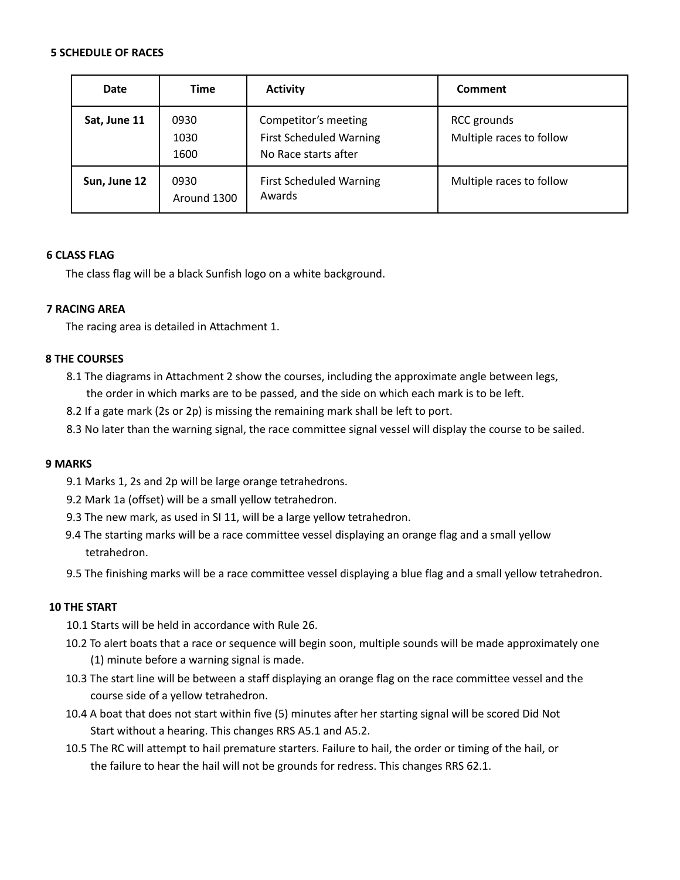## 5 SCHEDULE OF RACES

| Date | Time | Activity | Comment |
|---|---|---|---|
| **Sat, June 11** | 0930<br>1030<br>1600 | Competitor's meeting<br>First Scheduled Warning<br>No Race starts after | RCC grounds<br>Multiple races to follow |
| **Sun, June 12** | 0930<br>Around 1300 | First Scheduled Warning<br>Awards | Multiple races to follow |

## 6 CLASS FLAG

The class flag will be a black Sunfish logo on a white background.

## 7 RACING AREA

The racing area is detailed in Attachment 1.

## 8 THE COURSES

8.1 The diagrams in Attachment 2 show the courses, including the approximate angle between legs, the order in which marks are to be passed, and the side on which each mark is to be left.

8.2 If a gate mark (2s or 2p) is missing the remaining mark shall be left to port.

8.3 No later than the warning signal, the race committee signal vessel will display the course to be sailed.

## 9 MARKS

9.1 Marks 1, 2s and 2p will be large orange tetrahedrons.

9.2 Mark 1a (offset) will be a small yellow tetrahedron.

9.3 The new mark, as used in SI 11, will be a large yellow tetrahedron.

9.4 The starting marks will be a race committee vessel displaying an orange flag and a small yellow tetrahedron.

9.5 The finishing marks will be a race committee vessel displaying a blue flag and a small yellow tetrahedron.

## 10 THE START

10.1 Starts will be held in accordance with Rule 26.

10.2 To alert boats that a race or sequence will begin soon, multiple sounds will be made approximately one (1) minute before a warning signal is made.

10.3 The start line will be between a staff displaying an orange flag on the race committee vessel and the course side of a yellow tetrahedron.

10.4 A boat that does not start within five (5) minutes after her starting signal will be scored Did Not Start without a hearing. This changes RRS A5.1 and A5.2.

10.5 The RC will attempt to hail premature starters. Failure to hail, the order or timing of the hail, or the failure to hear the hail will not be grounds for redress. This changes RRS 62.1.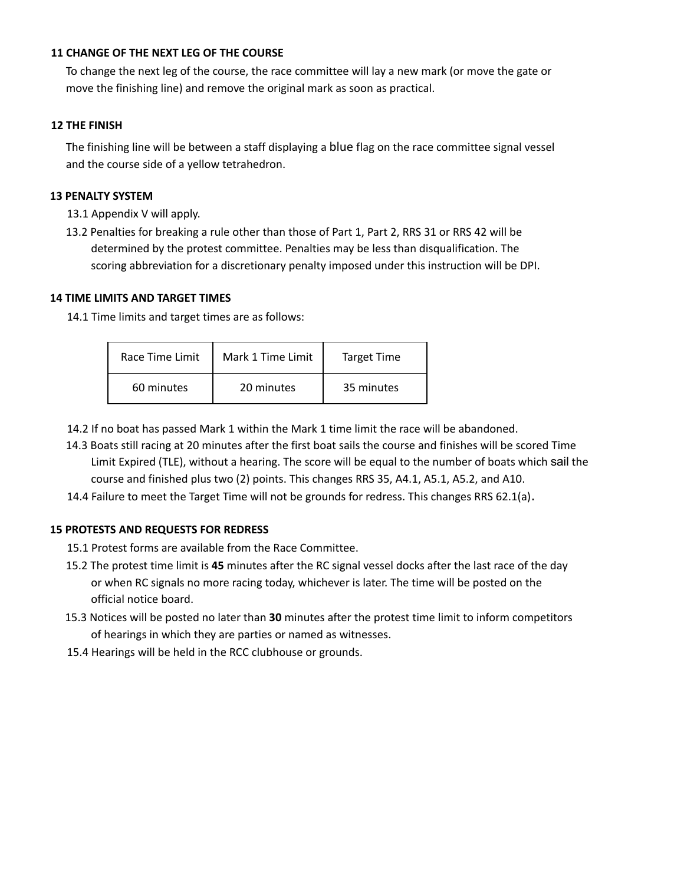## 11 CHANGE OF THE NEXT LEG OF THE COURSE

To change the next leg of the course, the race committee will lay a new mark (or move the gate or move the finishing line) and remove the original mark as soon as practical.

## 12 THE FINISH

The finishing line will be between a staff displaying a blue flag on the race committee signal vessel and the course side of a yellow tetrahedron.

## 13 PENALTY SYSTEM

13.1 Appendix V will apply.

13.2 Penalties for breaking a rule other than those of Part 1, Part 2, RRS 31 or RRS 42 will be determined by the protest committee. Penalties may be less than disqualification. The scoring abbreviation for a discretionary penalty imposed under this instruction will be DPI.

## 14 TIME LIMITS AND TARGET TIMES

14.1 Time limits and target times are as follows:

| Race Time Limit | Mark 1 Time Limit | Target Time |
|---|---|---|
| 60 minutes | 20 minutes | 35 minutes |

14.2 If no boat has passed Mark 1 within the Mark 1 time limit the race will be abandoned.

14.3 Boats still racing at 20 minutes after the first boat sails the course and finishes will be scored Time Limit Expired (TLE), without a hearing. The score will be equal to the number of boats which sail the course and finished plus two (2) points. This changes RRS 35, A4.1, A5.1, A5.2, and A10.

14.4 Failure to meet the Target Time will not be grounds for redress. This changes RRS 62.1(a).

## 15 PROTESTS AND REQUESTS FOR REDRESS

15.1 Protest forms are available from the Race Committee.

15.2 The protest time limit is **45** minutes after the RC signal vessel docks after the last race of the day or when RC signals no more racing today, whichever is later. The time will be posted on the official notice board.

15.3 Notices will be posted no later than **30** minutes after the protest time limit to inform competitors of hearings in which they are parties or named as witnesses.

15.4 Hearings will be held in the RCC clubhouse or grounds.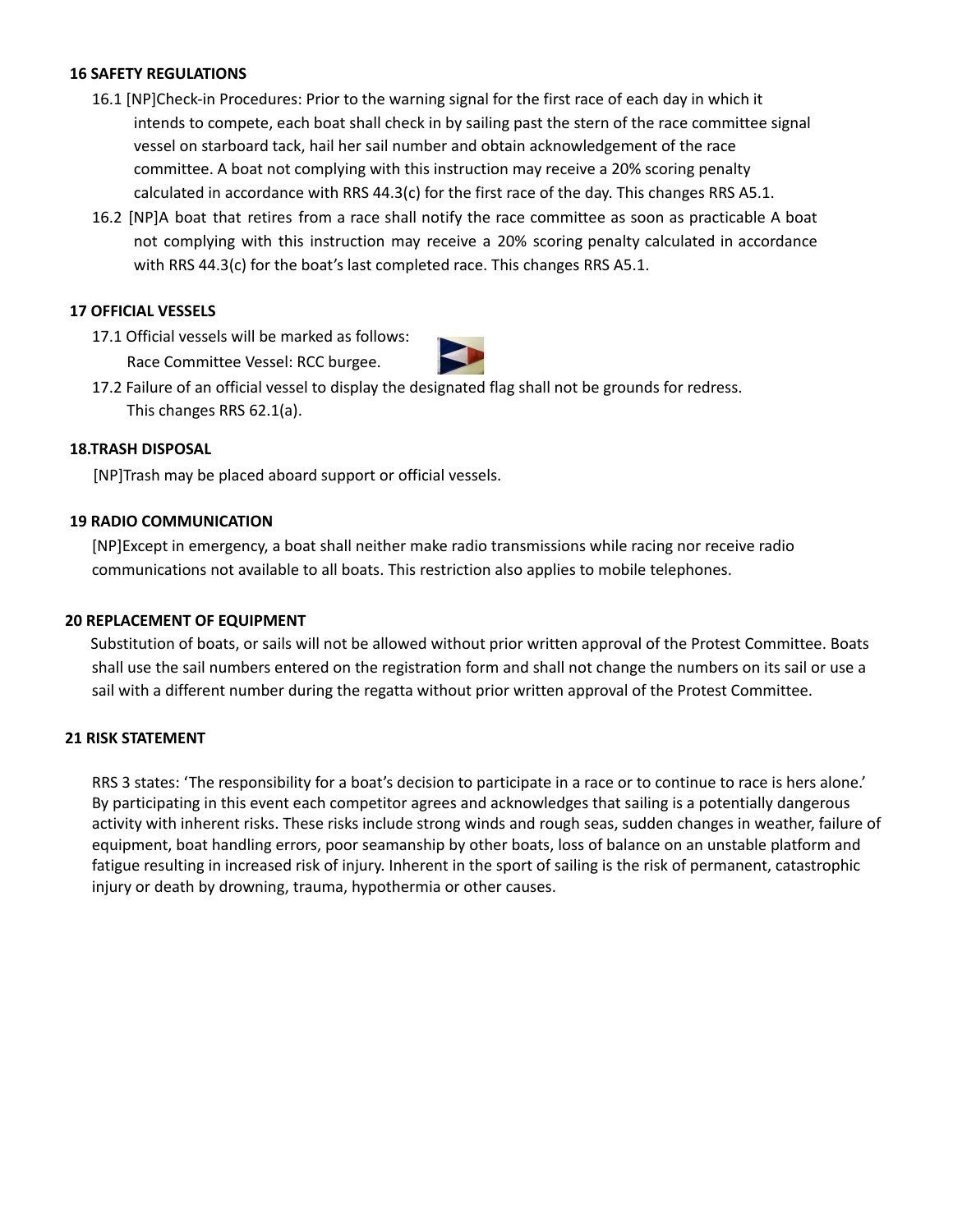**16 SAFETY REGULATIONS**

16.1 [NP]Check-in Procedures: Prior to the warning signal for the first race of each day in which it intends to compete, each boat shall check in by sailing past the stern of the race committee signal vessel on starboard tack, hail her sail number and obtain acknowledgement of the race committee. A boat not complying with this instruction may receive a 20% scoring penalty calculated in accordance with RRS 44.3(c) for the first race of the day. This changes RRS A5.1.

16.2 [NP]A boat that retires from a race shall notify the race committee as soon as practicable A boat not complying with this instruction may receive a 20% scoring penalty calculated in accordance with RRS 44.3(c) for the boat's last completed race. This changes RRS A5.1.

**17 OFFICIAL VESSELS**

17.1 Official vessels will be marked as follows:

Race Committee Vessel: RCC burgee.

17.2 Failure of an official vessel to display the designated flag shall not be grounds for redress. This changes RRS 62.1(a).

**18.TRASH DISPOSAL**

[NP]Trash may be placed aboard support or official vessels.

**19 RADIO COMMUNICATION**

[NP]Except in emergency, a boat shall neither make radio transmissions while racing nor receive radio communications not available to all boats. This restriction also applies to mobile telephones.

**20 REPLACEMENT OF EQUIPMENT**

Substitution of boats, or sails will not be allowed without prior written approval of the Protest Committee. Boats shall use the sail numbers entered on the registration form and shall not change the numbers on its sail or use a sail with a different number during the regatta without prior written approval of the Protest Committee.

**21 RISK STATEMENT**

RRS 3 states: 'The responsibility for a boat's decision to participate in a race or to continue to race is hers alone.' By participating in this event each competitor agrees and acknowledges that sailing is a potentially dangerous activity with inherent risks. These risks include strong winds and rough seas, sudden changes in weather, failure of equipment, boat handling errors, poor seamanship by other boats, loss of balance on an unstable platform and fatigue resulting in increased risk of injury. Inherent in the sport of sailing is the risk of permanent, catastrophic injury or death by drowning, trauma, hypothermia or other causes.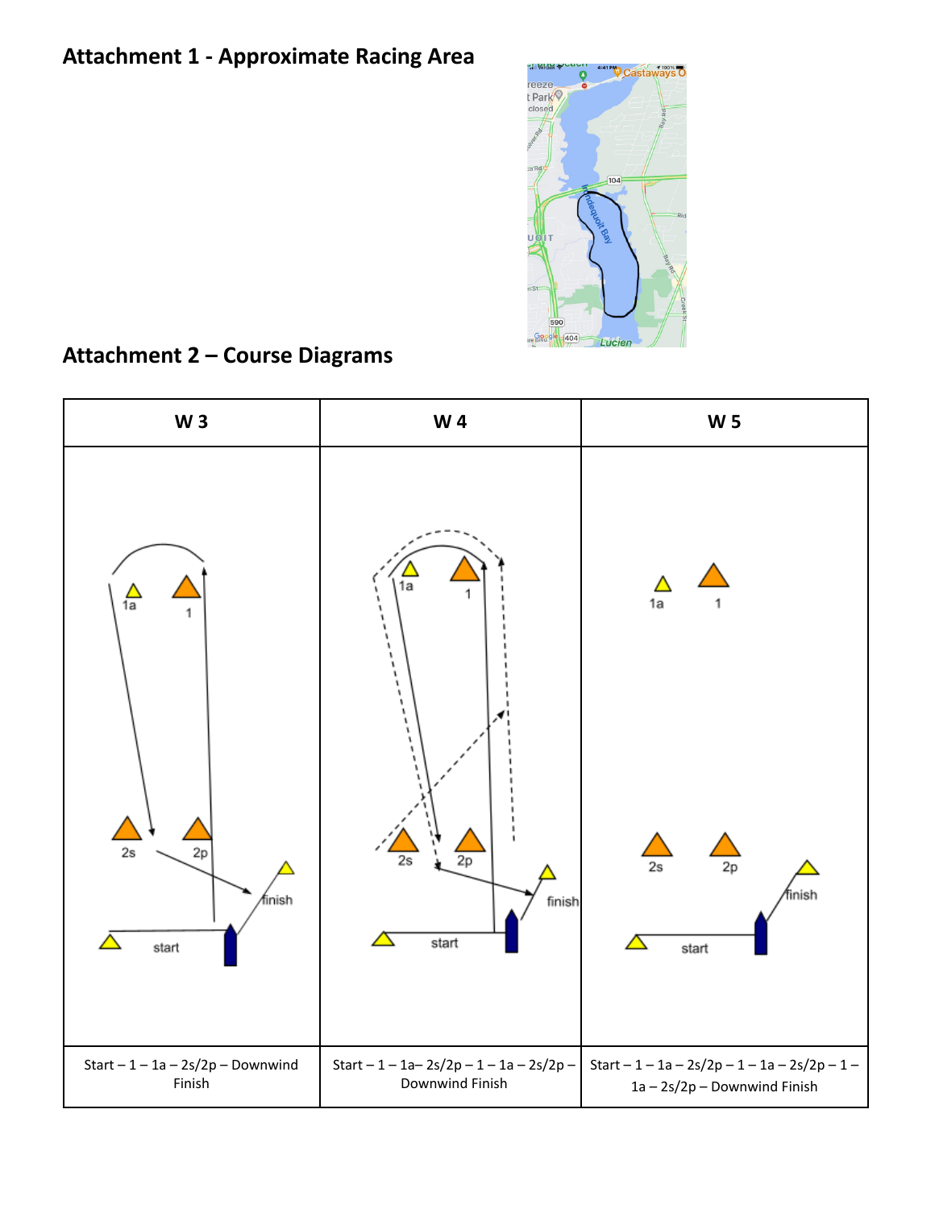## Attachment 1 - Approximate Racing Area

## Attachment 2 – Course Diagrams

| W 3 | W 4 | W 5 |
|---|---|---|
| 1a 1 2s 2p finish start | 1a 1 2s 2p finish start | 1a 1 2s 2p finish start |
| Start – 1 – 1a – 2s/2p – Downwind Finish | Start – 1 – 1a– 2s/2p – 1 – 1a – 2s/2p – Downwind Finish | Start – 1 – 1a – 2s/2p – 1 – 1a – 2s/2p – 1 – 1a – 2s/2p – Downwind Finish |